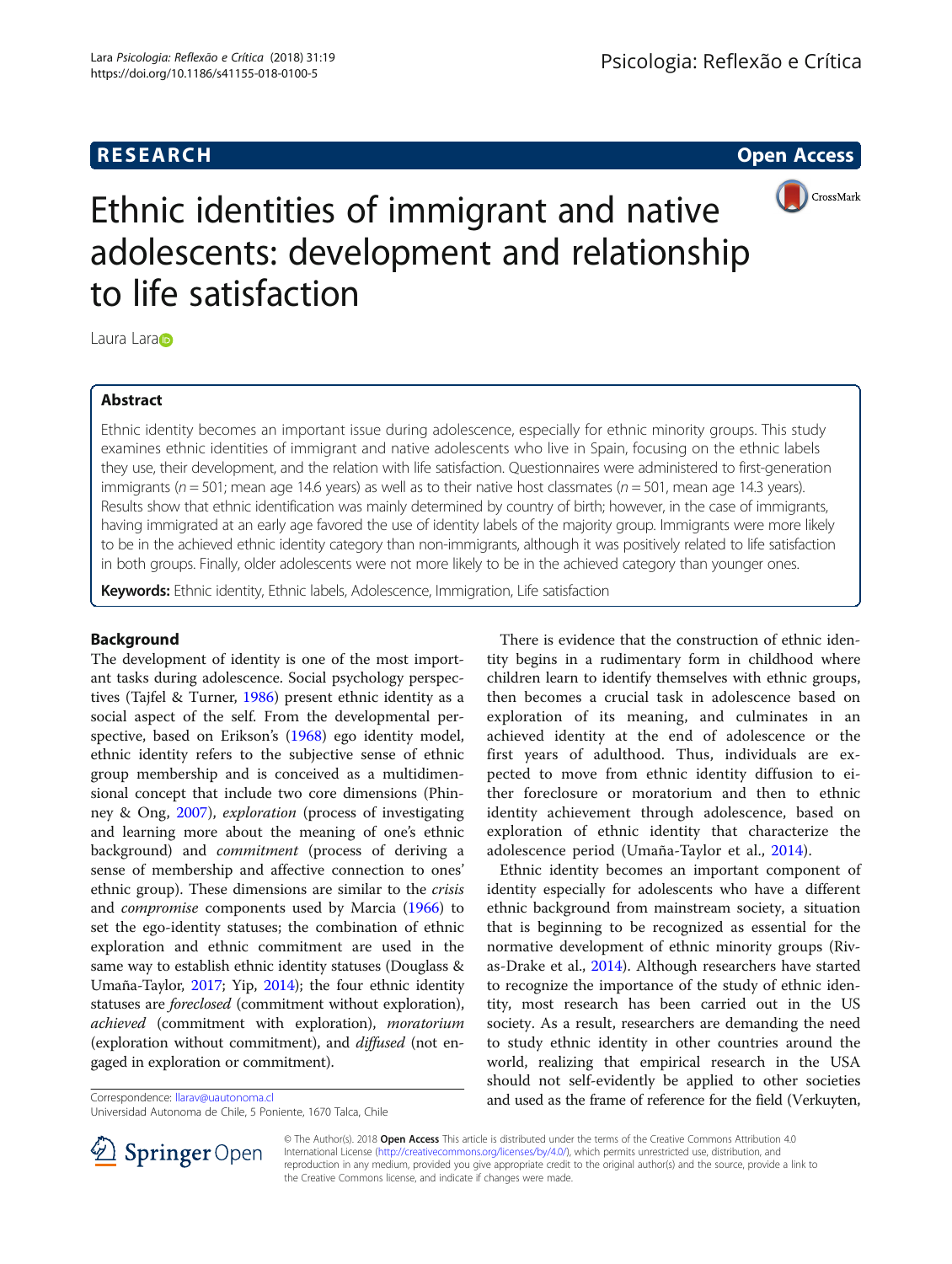RESEARCH

Open Access

# Ethnic identities of immigrant and native adolescents: development and relationship to life satisfaction

Laura Lara

## Abstract

Ethnic identity becomes an important issue during adolescence, especially for ethnic minority groups. This study examines ethnic identities of immigrant and native adolescents who live in Spain, focusing on the ethnic labels they use, their development, and the relation with life satisfaction. Questionnaires were administered to first-generation immigrants ($n = 501$; mean age 14.6 years) as well as to their native host classmates ($n = 501$, mean age 14.3 years). Results show that ethnic identification was mainly determined by country of birth; however, in the case of immigrants, having immigrated at an early age favored the use of identity labels of the majority group. Immigrants were more likely to be in the achieved ethnic identity category than non-immigrants, although it was positively related to life satisfaction in both groups. Finally, older adolescents were not more likely to be in the achieved category than younger ones.

**Keywords:** Ethnic identity, Ethnic labels, Adolescence, Immigration, Life satisfaction

## Background

The development of identity is one of the most important tasks during adolescence. Social psychology perspectives (Tajfel & Turner, 1986) present ethnic identity as a social aspect of the self. From the developmental perspective, based on Erikson's (1968) ego identity model, ethnic identity refers to the subjective sense of ethnic group membership and is conceived as a multidimensional concept that include two core dimensions (Phinney & Ong, 2007), *exploration* (process of investigating and learning more about the meaning of one's ethnic background) and *commitment* (process of deriving a sense of membership and affective connection to ones' ethnic group). These dimensions are similar to the *crisis* and *compromise* components used by Marcia (1966) to set the ego-identity statuses; the combination of ethnic exploration and ethnic commitment are used in the same way to establish ethnic identity statuses (Douglass & Umaña-Taylor, 2017; Yip, 2014); the four ethnic identity statuses are *foreclosed* (commitment without exploration), *achieved* (commitment with exploration), *moratorium* (exploration without commitment), and *diffused* (not engaged in exploration or commitment).

There is evidence that the construction of ethnic identity begins in a rudimentary form in childhood where children learn to identify themselves with ethnic groups, then becomes a crucial task in adolescence based on exploration of its meaning, and culminates in an achieved identity at the end of adolescence or the first years of adulthood. Thus, individuals are expected to move from ethnic identity diffusion to either foreclosure or moratorium and then to ethnic identity achievement through adolescence, based on exploration of ethnic identity that characterize the adolescence period (Umaña-Taylor et al., 2014).

Ethnic identity becomes an important component of identity especially for adolescents who have a different ethnic background from mainstream society, a situation that is beginning to be recognized as essential for the normative development of ethnic minority groups (Rivas-Drake et al., 2014). Although researchers have started to recognize the importance of the study of ethnic identity, most research has been carried out in the US society. As a result, researchers are demanding the need to study ethnic identity in other countries around the world, realizing that empirical research in the USA should not self-evidently be applied to other societies and used as the frame of reference for the field (Verkuyten,

Correspondence: llarav@uautonoma.cl
Universidad Autonoma de Chile, 5 Poniente, 1670 Talca, Chile

© The Author(s). 2018 **Open Access** This article is distributed under the terms of the Creative Commons Attribution 4.0 International License (http://creativecommons.org/licenses/by/4.0/), which permits unrestricted use, distribution, and reproduction in any medium, provided you give appropriate credit to the original author(s) and the source, provide a link to the Creative Commons license, and indicate if changes were made.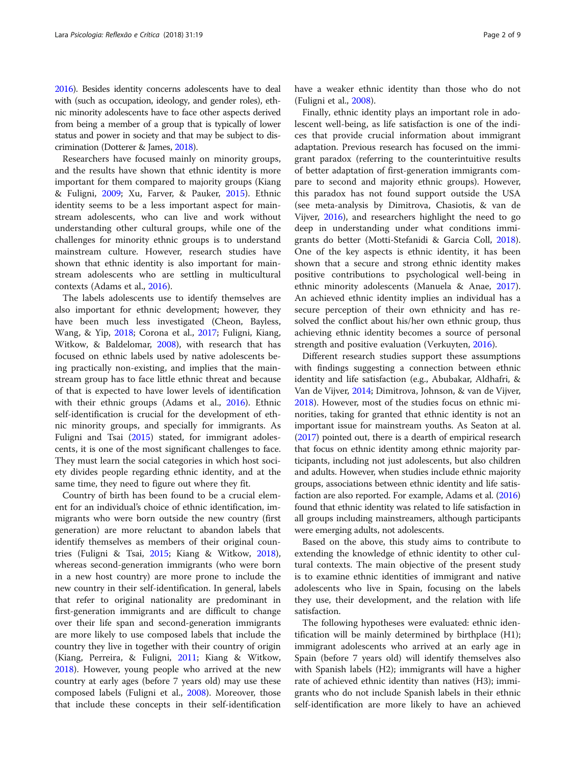2016). Besides identity concerns adolescents have to deal with (such as occupation, ideology, and gender roles), ethnic minority adolescents have to face other aspects derived from being a member of a group that is typically of lower status and power in society and that may be subject to discrimination (Dotterer & James, 2018).

Researchers have focused mainly on minority groups, and the results have shown that ethnic identity is more important for them compared to majority groups (Kiang & Fuligni, 2009; Xu, Farver, & Pauker, 2015). Ethnic identity seems to be a less important aspect for mainstream adolescents, who can live and work without understanding other cultural groups, while one of the challenges for minority ethnic groups is to understand mainstream culture. However, research studies have shown that ethnic identity is also important for mainstream adolescents who are settling in multicultural contexts (Adams et al., 2016).

The labels adolescents use to identify themselves are also important for ethnic development; however, they have been much less investigated (Cheon, Bayless, Wang, & Yip, 2018; Corona et al., 2017; Fuligni, Kiang, Witkow, & Baldelomar, 2008), with research that has focused on ethnic labels used by native adolescents being practically non-existing, and implies that the mainstream group has to face little ethnic threat and because of that is expected to have lower levels of identification with their ethnic groups (Adams et al., 2016). Ethnic self-identification is crucial for the development of ethnic minority groups, and specially for immigrants. As Fuligni and Tsai (2015) stated, for immigrant adolescents, it is one of the most significant challenges to face. They must learn the social categories in which host society divides people regarding ethnic identity, and at the same time, they need to figure out where they fit.

Country of birth has been found to be a crucial element for an individual's choice of ethnic identification, immigrants who were born outside the new country (first generation) are more reluctant to abandon labels that identify themselves as members of their original countries (Fuligni & Tsai, 2015; Kiang & Witkow, 2018), whereas second-generation immigrants (who were born in a new host country) are more prone to include the new country in their self-identification. In general, labels that refer to original nationality are predominant in first-generation immigrants and are difficult to change over their life span and second-generation immigrants are more likely to use composed labels that include the country they live in together with their country of origin (Kiang, Perreira, & Fuligni, 2011; Kiang & Witkow, 2018). However, young people who arrived at the new country at early ages (before 7 years old) may use these composed labels (Fuligni et al., 2008). Moreover, those that include these concepts in their self-identification have a weaker ethnic identity than those who do not (Fuligni et al., 2008).

Finally, ethnic identity plays an important role in adolescent well-being, as life satisfaction is one of the indices that provide crucial information about immigrant adaptation. Previous research has focused on the immigrant paradox (referring to the counterintuitive results of better adaptation of first-generation immigrants compare to second and majority ethnic groups). However, this paradox has not found support outside the USA (see meta-analysis by Dimitrova, Chasiotis, & van de Vijver, 2016), and researchers highlight the need to go deep in understanding under what conditions immigrants do better (Motti-Stefanidi & Garcia Coll, 2018). One of the key aspects is ethnic identity, it has been shown that a secure and strong ethnic identity makes positive contributions to psychological well-being in ethnic minority adolescents (Manuela & Anae, 2017). An achieved ethnic identity implies an individual has a secure perception of their own ethnicity and has resolved the conflict about his/her own ethnic group, thus achieving ethnic identity becomes a source of personal strength and positive evaluation (Verkuyten, 2016).

Different research studies support these assumptions with findings suggesting a connection between ethnic identity and life satisfaction (e.g., Abubakar, Aldhafri, & Van de Vijver, 2014; Dimitrova, Johnson, & van de Vijver, 2018). However, most of the studies focus on ethnic minorities, taking for granted that ethnic identity is not an important issue for mainstream youths. As Seaton at al. (2017) pointed out, there is a dearth of empirical research that focus on ethnic identity among ethnic majority participants, including not just adolescents, but also children and adults. However, when studies include ethnic majority groups, associations between ethnic identity and life satisfaction are also reported. For example, Adams et al. (2016) found that ethnic identity was related to life satisfaction in all groups including mainstreamers, although participants were emerging adults, not adolescents.

Based on the above, this study aims to contribute to extending the knowledge of ethnic identity to other cultural contexts. The main objective of the present study is to examine ethnic identities of immigrant and native adolescents who live in Spain, focusing on the labels they use, their development, and the relation with life satisfaction.

The following hypotheses were evaluated: ethnic identification will be mainly determined by birthplace (H1); immigrant adolescents who arrived at an early age in Spain (before 7 years old) will identify themselves also with Spanish labels (H2); immigrants will have a higher rate of achieved ethnic identity than natives (H3); immigrants who do not include Spanish labels in their ethnic self-identification are more likely to have an achieved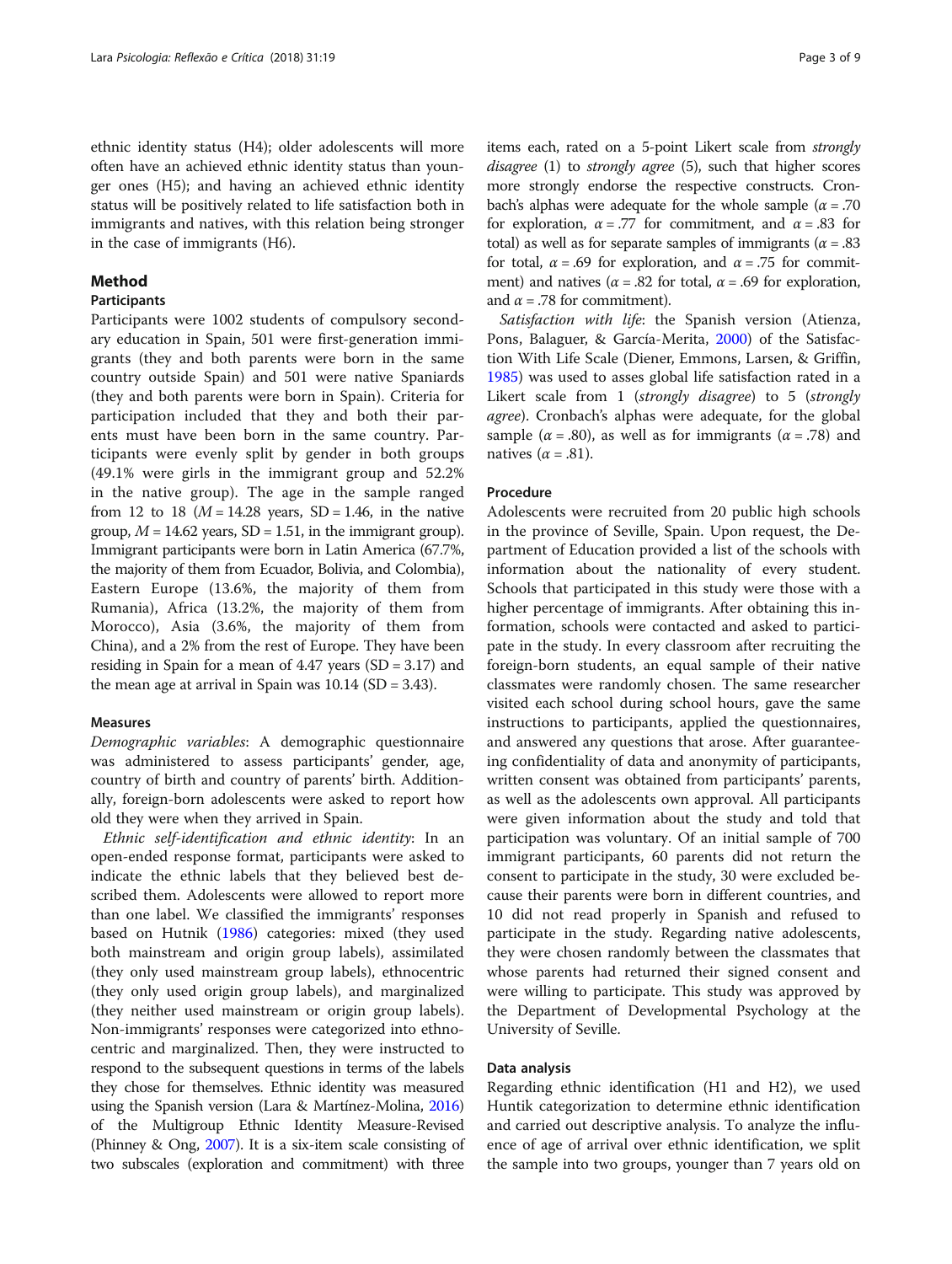ethnic identity status (H4); older adolescents will more often have an achieved ethnic identity status than younger ones (H5); and having an achieved ethnic identity status will be positively related to life satisfaction both in immigrants and natives, with this relation being stronger in the case of immigrants (H6).

## Method

### Participants

Participants were 1002 students of compulsory secondary education in Spain, 501 were first-generation immigrants (they and both parents were born in the same country outside Spain) and 501 were native Spaniards (they and both parents were born in Spain). Criteria for participation included that they and both their parents must have been born in the same country. Participants were evenly split by gender in both groups (49.1% were girls in the immigrant group and 52.2% in the native group). The age in the sample ranged from 12 to 18 ($M = 14.28$ years, $SD = 1.46$, in the native group, $M = 14.62$ years, $SD = 1.51$, in the immigrant group). Immigrant participants were born in Latin America (67.7%, the majority of them from Ecuador, Bolivia, and Colombia), Eastern Europe (13.6%, the majority of them from Rumania), Africa (13.2%, the majority of them from Morocco), Asia (3.6%, the majority of them from China), and a 2% from the rest of Europe. They have been residing in Spain for a mean of 4.47 years ($SD = 3.17$) and the mean age at arrival in Spain was 10.14 ($SD = 3.43$).

### Measures

*Demographic variables*: A demographic questionnaire was administered to assess participants' gender, age, country of birth and country of parents' birth. Additionally, foreign-born adolescents were asked to report how old they were when they arrived in Spain.

*Ethnic self-identification and ethnic identity*: In an open-ended response format, participants were asked to indicate the ethnic labels that they believed best described them. Adolescents were allowed to report more than one label. We classified the immigrants' responses based on Hutnik (1986) categories: mixed (they used both mainstream and origin group labels), assimilated (they only used mainstream group labels), ethnocentric (they only used origin group labels), and marginalized (they neither used mainstream or origin group labels). Non-immigrants' responses were categorized into ethnocentric and marginalized. Then, they were instructed to respond to the subsequent questions in terms of the labels they chose for themselves. Ethnic identity was measured using the Spanish version (Lara & Martínez-Molina, 2016) of the Multigroup Ethnic Identity Measure-Revised (Phinney & Ong, 2007). It is a six-item scale consisting of two subscales (exploration and commitment) with three items each, rated on a 5-point Likert scale from *strongly disagree* (1) to *strongly agree* (5), such that higher scores more strongly endorse the respective constructs. Cronbach's alphas were adequate for the whole sample ($\alpha = .70$ for exploration, $\alpha = .77$ for commitment, and $\alpha = .83$ for total) as well as for separate samples of immigrants ($\alpha = .83$ for total, $\alpha = .69$ for exploration, and $\alpha = .75$ for commitment) and natives ($\alpha = .82$ for total, $\alpha = .69$ for exploration, and $\alpha = .78$ for commitment).

*Satisfaction with life*: the Spanish version (Atienza, Pons, Balaguer, & García-Merita, 2000) of the Satisfaction With Life Scale (Diener, Emmons, Larsen, & Griffin, 1985) was used to asses global life satisfaction rated in a Likert scale from 1 (*strongly disagree*) to 5 (*strongly agree*). Cronbach's alphas were adequate, for the global sample ($\alpha = .80$), as well as for immigrants ($\alpha = .78$) and natives ($\alpha = .81$).

### Procedure

Adolescents were recruited from 20 public high schools in the province of Seville, Spain. Upon request, the Department of Education provided a list of the schools with information about the nationality of every student. Schools that participated in this study were those with a higher percentage of immigrants. After obtaining this information, schools were contacted and asked to participate in the study. In every classroom after recruiting the foreign-born students, an equal sample of their native classmates were randomly chosen. The same researcher visited each school during school hours, gave the same instructions to participants, applied the questionnaires, and answered any questions that arose. After guaranteeing confidentiality of data and anonymity of participants, written consent was obtained from participants' parents, as well as the adolescents own approval. All participants were given information about the study and told that participation was voluntary. Of an initial sample of 700 immigrant participants, 60 parents did not return the consent to participate in the study, 30 were excluded because their parents were born in different countries, and 10 did not read properly in Spanish and refused to participate in the study. Regarding native adolescents, they were chosen randomly between the classmates that whose parents had returned their signed consent and were willing to participate. This study was approved by the Department of Developmental Psychology at the University of Seville.

### Data analysis

Regarding ethnic identification (H1 and H2), we used Huntik categorization to determine ethnic identification and carried out descriptive analysis. To analyze the influence of age of arrival over ethnic identification, we split the sample into two groups, younger than 7 years old on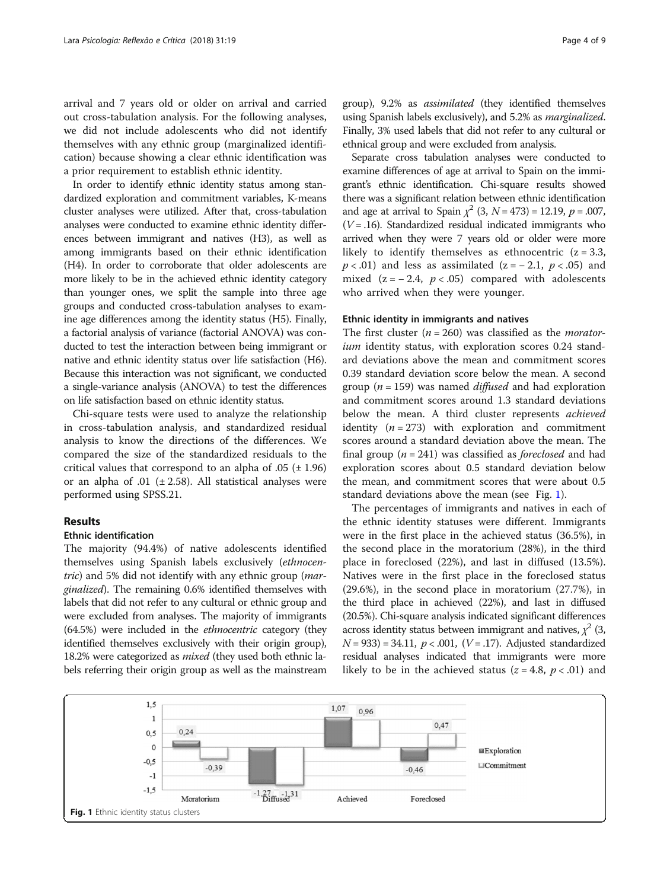arrival and 7 years old or older on arrival and carried out cross-tabulation analysis. For the following analyses, we did not include adolescents who did not identify themselves with any ethnic group (marginalized identification) because showing a clear ethnic identification was a prior requirement to establish ethnic identity.

In order to identify ethnic identity status among standardized exploration and commitment variables, K-means cluster analyses were utilized. After that, cross-tabulation analyses were conducted to examine ethnic identity differences between immigrant and natives (H3), as well as among immigrants based on their ethnic identification (H4). In order to corroborate that older adolescents are more likely to be in the achieved ethnic identity category than younger ones, we split the sample into three age groups and conducted cross-tabulation analyses to examine age differences among the identity status (H5). Finally, a factorial analysis of variance (factorial ANOVA) was conducted to test the interaction between being immigrant or native and ethnic identity status over life satisfaction (H6). Because this interaction was not significant, we conducted a single-variance analysis (ANOVA) to test the differences on life satisfaction based on ethnic identity status.

Chi-square tests were used to analyze the relationship in cross-tabulation analysis, and standardized residual analysis to know the directions of the differences. We compared the size of the standardized residuals to the critical values that correspond to an alpha of .05 (± 1.96) or an alpha of .01 (± 2.58). All statistical analyses were performed using SPSS.21.

## Results

### Ethnic identification

The majority (94.4%) of native adolescents identified themselves using Spanish labels exclusively (*ethnocentric*) and 5% did not identify with any ethnic group (*marginalized*). The remaining 0.6% identified themselves with labels that did not refer to any cultural or ethnic group and were excluded from analyses. The majority of immigrants (64.5%) were included in the *ethnocentric* category (they identified themselves exclusively with their origin group), 18.2% were categorized as *mixed* (they used both ethnic labels referring their origin group as well as the mainstream group), 9.2% as *assimilated* (they identified themselves using Spanish labels exclusively), and 5.2% as *marginalized*. Finally, 3% used labels that did not refer to any cultural or ethnical group and were excluded from analysis.

Separate cross tabulation analyses were conducted to examine differences of age at arrival to Spain on the immigrant's ethnic identification. Chi-square results showed there was a significant relation between ethnic identification and age at arrival to Spain $\chi^2$ (3, $N = 473$) = 12.19, $p = .007$, ($V = .16$). Standardized residual indicated immigrants who arrived when they were 7 years old or older were more likely to identify themselves as ethnocentric ($z = 3.3$, $p < .01$) and less as assimilated ($z = -2.1$, $p < .05$) and mixed ($z = -2.4$, $p < .05$) compared with adolescents who arrived when they were younger.

### Ethnic identity in immigrants and natives

The first cluster ($n = 260$) was classified as the *moratorium* identity status, with exploration scores 0.24 standard deviations above the mean and commitment scores 0.39 standard deviation score below the mean. A second group ($n = 159$) was named *diffused* and had exploration and commitment scores around 1.3 standard deviations below the mean. A third cluster represents *achieved* identity ($n = 273$) with exploration and commitment scores around a standard deviation above the mean. The final group ($n = 241$) was classified as *foreclosed* and had exploration scores about 0.5 standard deviation below the mean, and commitment scores that were about 0.5 standard deviations above the mean (see Fig. 1).

The percentages of immigrants and natives in each of the ethnic identity statuses were different. Immigrants were in the first place in the achieved status (36.5%), in the second place in the moratorium (28%), in the third place in foreclosed (22%), and last in diffused (13.5%). Natives were in the first place in the foreclosed status (29.6%), in the second place in moratorium (27.7%), in the third place in achieved (22%), and last in diffused (20.5%). Chi-square analysis indicated significant differences across identity status between immigrant and natives, $\chi^2$ (3, $N = 933$) = 34.11, $p < .001$, ($V = .17$). Adjusted standardized residual analyses indicated that immigrants were more likely to be in the achieved status ($z = 4.8$, $p < .01$) and

| Cluster | Exploration | Commitment |
|---|---|---|
| Moratorium | 0,24 | -0,39 |
| Diffused | -1,27 | -1,31 |
| Achieved | 1,07 | 0,96 |
| Foreclosed | -0,46 | 0,47 |

**Fig. 1** Ethnic identity status clusters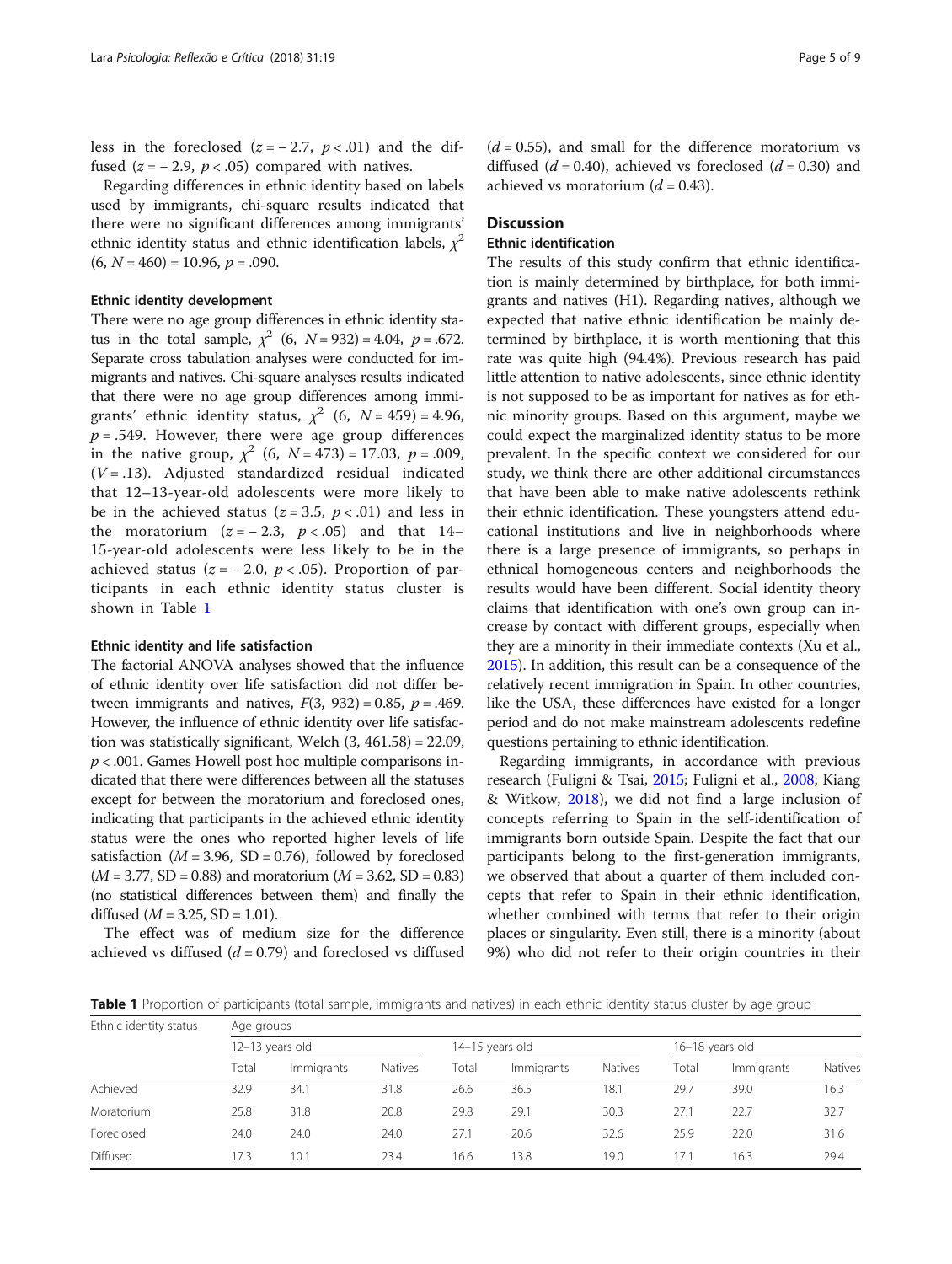less in the foreclosed ($z = -2.7$, $p < .01$) and the diffused ($z = -2.9$, $p < .05$) compared with natives.

Regarding differences in ethnic identity based on labels used by immigrants, chi-square results indicated that there were no significant differences among immigrants' ethnic identity status and ethnic identification labels, $\chi^2$ $(6, N = 460) = 10.96$, $p = .090$.

#### Ethnic identity development

There were no age group differences in ethnic identity status in the total sample, $\chi^2$ $(6, N = 932) = 4.04$, $p = .672$. Separate cross tabulation analyses were conducted for immigrants and natives. Chi-square analyses results indicated that there were no age group differences among immigrants' ethnic identity status, $\chi^2$ $(6, N = 459) = 4.96$, $p = .549$. However, there were age group differences in the native group, $\chi^2$ $(6, N = 473) = 17.03$, $p = .009$, $(V = .13)$. Adjusted standardized residual indicated that 12–13-year-old adolescents were more likely to be in the achieved status ($z = 3.5$, $p < .01$) and less in the moratorium ($z = -2.3$, $p < .05$) and that 14–15-year-old adolescents were less likely to be in the achieved status ($z = -2.0$, $p < .05$). Proportion of participants in each ethnic identity status cluster is shown in Table 1

#### Ethnic identity and life satisfaction

The factorial ANOVA analyses showed that the influence of ethnic identity over life satisfaction did not differ between immigrants and natives, $F(3, 932) = 0.85$, $p = .469$. However, the influence of ethnic identity over life satisfaction was statistically significant, Welch $(3, 461.58) = 22.09$, $p < .001$. Games Howell post hoc multiple comparisons indicated that there were differences between all the statuses except for between the moratorium and foreclosed ones, indicating that participants in the achieved ethnic identity status were the ones who reported higher levels of life satisfaction ($M = 3.96$, $SD = 0.76$), followed by foreclosed ($M = 3.77$, $SD = 0.88$) and moratorium ($M = 3.62$, $SD = 0.83$) (no statistical differences between them) and finally the diffused ($M = 3.25$, $SD = 1.01$).

The effect was of medium size for the difference achieved vs diffused ($d = 0.79$) and foreclosed vs diffused ($d = 0.55$), and small for the difference moratorium vs diffused ($d = 0.40$), achieved vs foreclosed ($d = 0.30$) and achieved vs moratorium ($d = 0.43$).

## Discussion

### Ethnic identification

The results of this study confirm that ethnic identification is mainly determined by birthplace, for both immigrants and natives (H1). Regarding natives, although we expected that native ethnic identification be mainly determined by birthplace, it is worth mentioning that this rate was quite high (94.4%). Previous research has paid little attention to native adolescents, since ethnic identity is not supposed to be as important for natives as for ethnic minority groups. Based on this argument, maybe we could expect the marginalized identity status to be more prevalent. In the specific context we considered for our study, we think there are other additional circumstances that have been able to make native adolescents rethink their ethnic identification. These youngsters attend educational institutions and live in neighborhoods where there is a large presence of immigrants, so perhaps in ethnical homogeneous centers and neighborhoods the results would have been different. Social identity theory claims that identification with one's own group can increase by contact with different groups, especially when they are a minority in their immediate contexts (Xu et al., 2015). In addition, this result can be a consequence of the relatively recent immigration in Spain. In other countries, like the USA, these differences have existed for a longer period and do not make mainstream adolescents redefine questions pertaining to ethnic identification.

Regarding immigrants, in accordance with previous research (Fuligni & Tsai, 2015; Fuligni et al., 2008; Kiang & Witkow, 2018), we did not find a large inclusion of concepts referring to Spain in the self-identification of immigrants born outside Spain. Despite the fact that our participants belong to the first-generation immigrants, we observed that about a quarter of them included concepts that refer to Spain in their ethnic identification, whether combined with terms that refer to their origin places or singularity. Even still, there is a minority (about 9%) who did not refer to their origin countries in their

**Table 1** Proportion of participants (total sample, immigrants and natives) in each ethnic identity status cluster by age group

| Ethnic identity status | Age groups | | | | | | | | |
|---|---|---|---|---|---|---|---|---|---|
| | 12–13 years old | | | 14–15 years old | | | 16–18 years old | | |
| | Total | Immigrants | Natives | Total | Immigrants | Natives | Total | Immigrants | Natives |
| Achieved | 32.9 | 34.1 | 31.8 | 26.6 | 36.5 | 18.1 | 29.7 | 39.0 | 16.3 |
| Moratorium | 25.8 | 31.8 | 20.8 | 29.8 | 29.1 | 30.3 | 27.1 | 22.7 | 32.7 |
| Foreclosed | 24.0 | 24.0 | 24.0 | 27.1 | 20.6 | 32.6 | 25.9 | 22.0 | 31.6 |
| Diffused | 17.3 | 10.1 | 23.4 | 16.6 | 13.8 | 19.0 | 17.1 | 16.3 | 29.4 |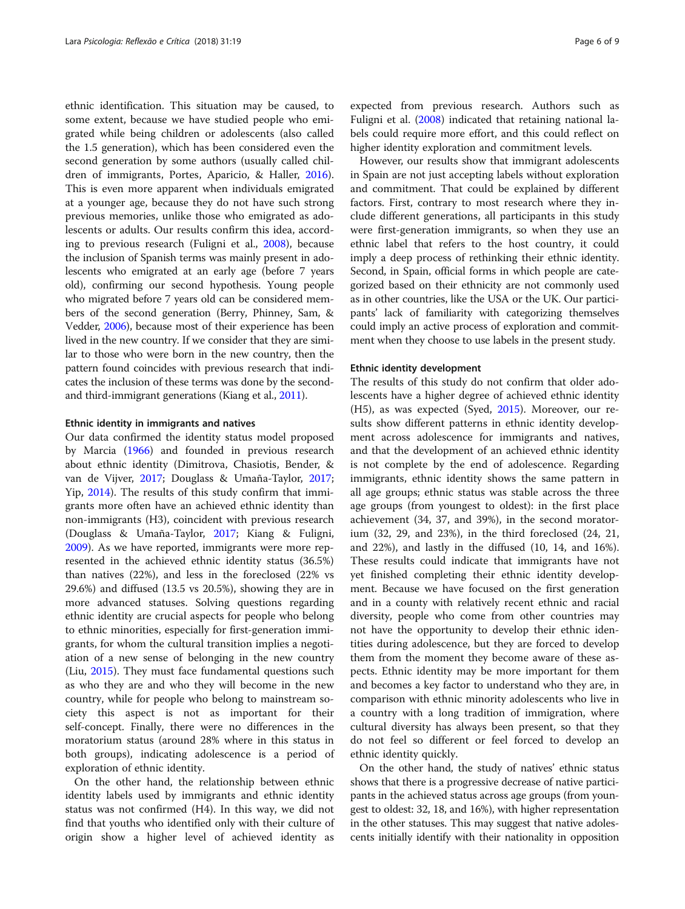ethnic identification. This situation may be caused, to some extent, because we have studied people who emigrated while being children or adolescents (also called the 1.5 generation), which has been considered even the second generation by some authors (usually called children of immigrants, Portes, Aparicio, & Haller, 2016). This is even more apparent when individuals emigrated at a younger age, because they do not have such strong previous memories, unlike those who emigrated as adolescents or adults. Our results confirm this idea, according to previous research (Fuligni et al., 2008), because the inclusion of Spanish terms was mainly present in adolescents who emigrated at an early age (before 7 years old), confirming our second hypothesis. Young people who migrated before 7 years old can be considered members of the second generation (Berry, Phinney, Sam, & Vedder, 2006), because most of their experience has been lived in the new country. If we consider that they are similar to those who were born in the new country, then the pattern found coincides with previous research that indicates the inclusion of these terms was done by the second- and third-immigrant generations (Kiang et al., 2011).

#### Ethnic identity in immigrants and natives

Our data confirmed the identity status model proposed by Marcia (1966) and founded in previous research about ethnic identity (Dimitrova, Chasiotis, Bender, & van de Vijver, 2017; Douglass & Umaña-Taylor, 2017; Yip, 2014). The results of this study confirm that immigrants more often have an achieved ethnic identity than non-immigrants (H3), coincident with previous research (Douglass & Umaña-Taylor, 2017; Kiang & Fuligni, 2009). As we have reported, immigrants were more represented in the achieved ethnic identity status (36.5%) than natives (22%), and less in the foreclosed (22% vs 29.6%) and diffused (13.5 vs 20.5%), showing they are in more advanced statuses. Solving questions regarding ethnic identity are crucial aspects for people who belong to ethnic minorities, especially for first-generation immigrants, for whom the cultural transition implies a negotiation of a new sense of belonging in the new country (Liu, 2015). They must face fundamental questions such as who they are and who they will become in the new country, while for people who belong to mainstream society this aspect is not as important for their self-concept. Finally, there were no differences in the moratorium status (around 28% where in this status in both groups), indicating adolescence is a period of exploration of ethnic identity.

On the other hand, the relationship between ethnic identity labels used by immigrants and ethnic identity status was not confirmed (H4). In this way, we did not find that youths who identified only with their culture of origin show a higher level of achieved identity as expected from previous research. Authors such as Fuligni et al. (2008) indicated that retaining national labels could require more effort, and this could reflect on higher identity exploration and commitment levels.

However, our results show that immigrant adolescents in Spain are not just accepting labels without exploration and commitment. That could be explained by different factors. First, contrary to most research where they include different generations, all participants in this study were first-generation immigrants, so when they use an ethnic label that refers to the host country, it could imply a deep process of rethinking their ethnic identity. Second, in Spain, official forms in which people are categorized based on their ethnicity are not commonly used as in other countries, like the USA or the UK. Our participants' lack of familiarity with categorizing themselves could imply an active process of exploration and commitment when they choose to use labels in the present study.

#### Ethnic identity development

The results of this study do not confirm that older adolescents have a higher degree of achieved ethnic identity (H5), as was expected (Syed, 2015). Moreover, our results show different patterns in ethnic identity development across adolescence for immigrants and natives, and that the development of an achieved ethnic identity is not complete by the end of adolescence. Regarding immigrants, ethnic identity shows the same pattern in all age groups; ethnic status was stable across the three age groups (from youngest to oldest): in the first place achievement (34, 37, and 39%), in the second moratorium (32, 29, and 23%), in the third foreclosed (24, 21, and 22%), and lastly in the diffused (10, 14, and 16%). These results could indicate that immigrants have not yet finished completing their ethnic identity development. Because we have focused on the first generation and in a county with relatively recent ethnic and racial diversity, people who come from other countries may not have the opportunity to develop their ethnic identities during adolescence, but they are forced to develop them from the moment they become aware of these aspects. Ethnic identity may be more important for them and becomes a key factor to understand who they are, in comparison with ethnic minority adolescents who live in a country with a long tradition of immigration, where cultural diversity has always been present, so that they do not feel so different or feel forced to develop an ethnic identity quickly.

On the other hand, the study of natives' ethnic status shows that there is a progressive decrease of native participants in the achieved status across age groups (from youngest to oldest: 32, 18, and 16%), with higher representation in the other statuses. This may suggest that native adolescents initially identify with their nationality in opposition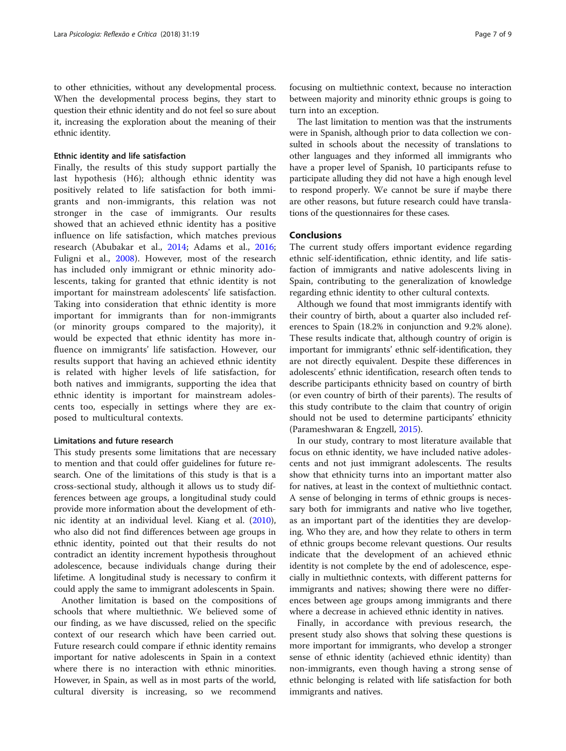to other ethnicities, without any developmental process. When the developmental process begins, they start to question their ethnic identity and do not feel so sure about it, increasing the exploration about the meaning of their ethnic identity.

### Ethnic identity and life satisfaction

Finally, the results of this study support partially the last hypothesis (H6); although ethnic identity was positively related to life satisfaction for both immigrants and non-immigrants, this relation was not stronger in the case of immigrants. Our results showed that an achieved ethnic identity has a positive influence on life satisfaction, which matches previous research (Abubakar et al., 2014; Adams et al., 2016; Fuligni et al., 2008). However, most of the research has included only immigrant or ethnic minority adolescents, taking for granted that ethnic identity is not important for mainstream adolescents' life satisfaction. Taking into consideration that ethnic identity is more important for immigrants than for non-immigrants (or minority groups compared to the majority), it would be expected that ethnic identity has more influence on immigrants' life satisfaction. However, our results support that having an achieved ethnic identity is related with higher levels of life satisfaction, for both natives and immigrants, supporting the idea that ethnic identity is important for mainstream adolescents too, especially in settings where they are exposed to multicultural contexts.

### Limitations and future research

This study presents some limitations that are necessary to mention and that could offer guidelines for future research. One of the limitations of this study is that is a cross-sectional study, although it allows us to study differences between age groups, a longitudinal study could provide more information about the development of ethnic identity at an individual level. Kiang et al. (2010), who also did not find differences between age groups in ethnic identity, pointed out that their results do not contradict an identity increment hypothesis throughout adolescence, because individuals change during their lifetime. A longitudinal study is necessary to confirm it could apply the same to immigrant adolescents in Spain.

Another limitation is based on the compositions of schools that where multiethnic. We believed some of our finding, as we have discussed, relied on the specific context of our research which have been carried out. Future research could compare if ethnic identity remains important for native adolescents in Spain in a context where there is no interaction with ethnic minorities. However, in Spain, as well as in most parts of the world, cultural diversity is increasing, so we recommend focusing on multiethnic context, because no interaction between majority and minority ethnic groups is going to turn into an exception.

The last limitation to mention was that the instruments were in Spanish, although prior to data collection we consulted in schools about the necessity of translations to other languages and they informed all immigrants who have a proper level of Spanish, 10 participants refuse to participate alluding they did not have a high enough level to respond properly. We cannot be sure if maybe there are other reasons, but future research could have translations of the questionnaires for these cases.

## Conclusions

The current study offers important evidence regarding ethnic self-identification, ethnic identity, and life satisfaction of immigrants and native adolescents living in Spain, contributing to the generalization of knowledge regarding ethnic identity to other cultural contexts.

Although we found that most immigrants identify with their country of birth, about a quarter also included references to Spain (18.2% in conjunction and 9.2% alone). These results indicate that, although country of origin is important for immigrants' ethnic self-identification, they are not directly equivalent. Despite these differences in adolescents' ethnic identification, research often tends to describe participants ethnicity based on country of birth (or even country of birth of their parents). The results of this study contribute to the claim that country of origin should not be used to determine participants' ethnicity (Parameshwaran & Engzell, 2015).

In our study, contrary to most literature available that focus on ethnic identity, we have included native adolescents and not just immigrant adolescents. The results show that ethnicity turns into an important matter also for natives, at least in the context of multiethnic contact. A sense of belonging in terms of ethnic groups is necessary both for immigrants and native who live together, as an important part of the identities they are developing. Who they are, and how they relate to others in term of ethnic groups become relevant questions. Our results indicate that the development of an achieved ethnic identity is not complete by the end of adolescence, especially in multiethnic contexts, with different patterns for immigrants and natives; showing there were no differences between age groups among immigrants and there where a decrease in achieved ethnic identity in natives.

Finally, in accordance with previous research, the present study also shows that solving these questions is more important for immigrants, who develop a stronger sense of ethnic identity (achieved ethnic identity) than non-immigrants, even though having a strong sense of ethnic belonging is related with life satisfaction for both immigrants and natives.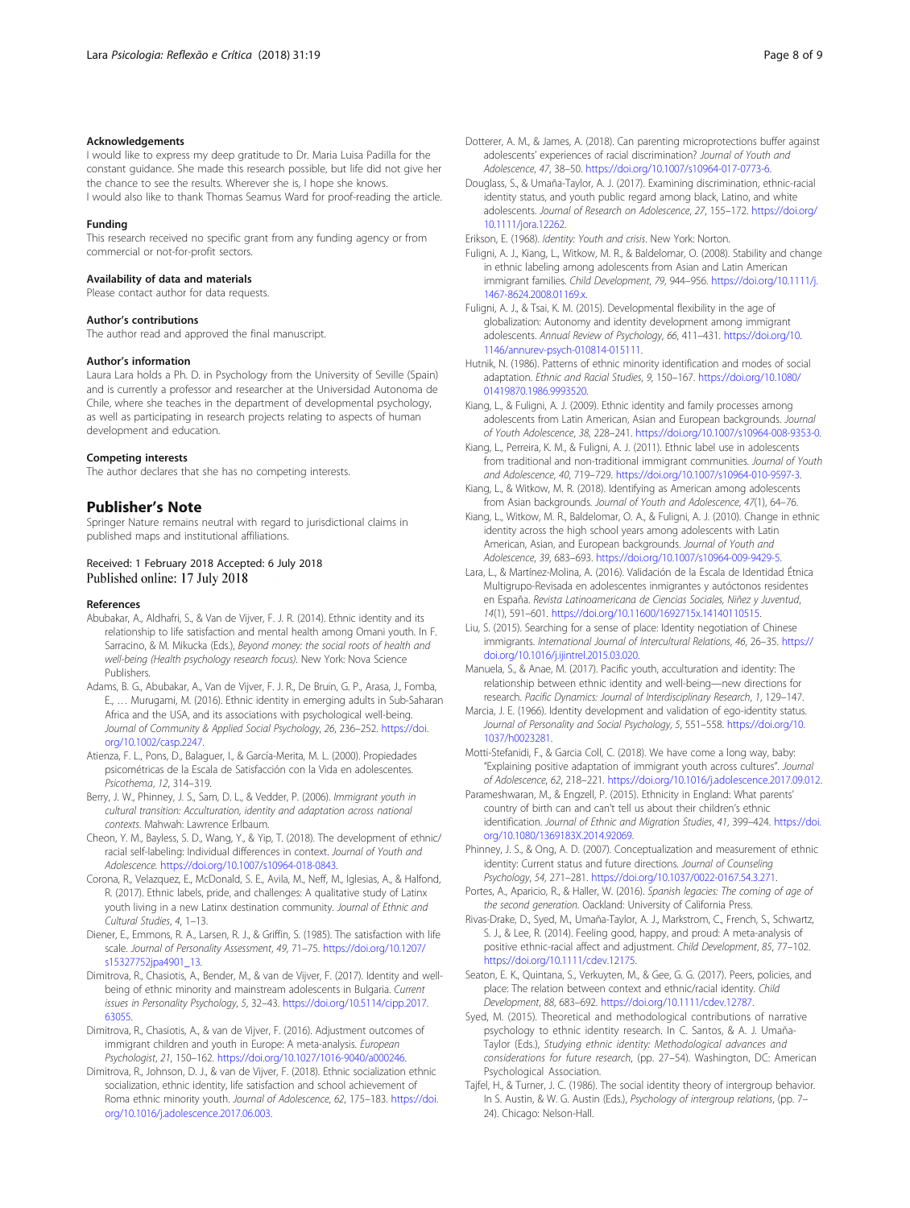#### Acknowledgements

I would like to express my deep gratitude to Dr. Maria Luisa Padilla for the constant guidance. She made this research possible, but life did not give her the chance to see the results. Wherever she is, I hope she knows.

I would also like to thank Thomas Seamus Ward for proof-reading the article.

#### Funding

This research received no specific grant from any funding agency or from commercial or not-for-profit sectors.

#### Availability of data and materials

Please contact author for data requests.

#### Author's contributions

The author read and approved the final manuscript.

#### Author's information

Laura Lara holds a Ph. D. in Psychology from the University of Seville (Spain) and is currently a professor and researcher at the Universidad Autonoma de Chile, where she teaches in the department of developmental psychology, as well as participating in research projects relating to aspects of human development and education.

#### Competing interests

The author declares that she has no competing interests.

## Publisher's Note

Springer Nature remains neutral with regard to jurisdictional claims in published maps and institutional affiliations.

Received: 1 February 2018 Accepted: 6 July 2018
Published online: 17 July 2018

#### References

Abubakar, A., Aldhafri, S., & Van de Vijver, F. J. R. (2014). Ethnic identity and its relationship to life satisfaction and mental health among Omani youth. In F. Sarracino, & M. Mikucka (Eds.), *Beyond money: the social roots of health and well-being (Health psychology research focus)*. New York: Nova Science Publishers.

Adams, B. G., Abubakar, A., Van de Vijver, F. J. R., De Bruin, G. P., Arasa, J., Fomba, E., … Murugami, M. (2016). Ethnic identity in emerging adults in Sub-Saharan Africa and the USA, and its associations with psychological well-being. *Journal of Community & Applied Social Psychology*, *26*, 236–252. https://doi.org/10.1002/casp.2247.

Atienza, F. L., Pons, D., Balaguer, I., & García-Merita, M. L. (2000). Propiedades psicométricas de la Escala de Satisfacción con la Vida en adolescentes. *Psicothema*, *12*, 314–319.

Berry, J. W., Phinney, J. S., Sam, D. L., & Vedder, P. (2006). *Immigrant youth in cultural transition: Acculturation, identity and adaptation across national contexts*. Mahwah: Lawrence Erlbaum.

Cheon, Y. M., Bayless, S. D., Wang, Y., & Yip, T. (2018). The development of ethnic/racial self-labeling: Individual differences in context. *Journal of Youth and Adolescence*. https://doi.org/10.1007/s10964-018-0843.

Corona, R., Velazquez, E., McDonald, S. E., Avila, M., Neff, M., Iglesias, A., & Halfond, R. (2017). Ethnic labels, pride, and challenges: A qualitative study of Latinx youth living in a new Latinx destination community. *Journal of Ethnic and Cultural Studies*, *4*, 1–13.

Diener, E., Emmons, R. A., Larsen, R. J., & Griffin, S. (1985). The satisfaction with life scale. *Journal of Personality Assessment*, *49*, 71–75. https://doi.org/10.1207/s15327752jpa4901_13.

Dimitrova, R., Chasiotis, A., Bender, M., & van de Vijver, F. (2017). Identity and well-being of ethnic minority and mainstream adolescents in Bulgaria. *Current issues in Personality Psychology*, *5*, 32–43. https://doi.org/10.5114/cipp.2017.63055.

Dimitrova, R., Chasiotis, A., & van de Vijver, F. (2016). Adjustment outcomes of immigrant children and youth in Europe: A meta-analysis. *European Psychologist*, *21*, 150–162. https://doi.org/10.1027/1016-9040/a000246.

Dimitrova, R., Johnson, D. J., & van de Vijver, F. (2018). Ethnic socialization ethnic socialization, ethnic identity, life satisfaction and school achievement of Roma ethnic minority youth. *Journal of Adolescence*, *62*, 175–183. https://doi.org/10.1016/j.adolescence.2017.06.003.

Dotterer, A. M., & James, A. (2018). Can parenting microprotections buffer against adolescents' experiences of racial discrimination? *Journal of Youth and Adolescence*, *47*, 38–50. https://doi.org/10.1007/s10964-017-0773-6.

Douglass, S., & Umaña-Taylor, A. J. (2017). Examining discrimination, ethnic-racial identity status, and youth public regard among black, Latino, and white adolescents. *Journal of Research on Adolescence*, *27*, 155–172. https://doi.org/10.1111/jora.12262.

Erikson, E. (1968). *Identity: Youth and crisis*. New York: Norton.

Fuligni, A. J., Kiang, L., Witkow, M. R., & Baldelomar, O. (2008). Stability and change in ethnic labeling among adolescents from Asian and Latin American immigrant families. *Child Development*, *79*, 944–956. https://doi.org/10.1111/j.1467-8624.2008.01169.x.

Fuligni, A. J., & Tsai, K. M. (2015). Developmental flexibility in the age of globalization: Autonomy and identity development among immigrant adolescents. *Annual Review of Psychology*, *66*, 411–431. https://doi.org/10.1146/annurev-psych-010814-015111.

Hutnik, N. (1986). Patterns of ethnic minority identification and modes of social adaptation. *Ethnic and Racial Studies*, *9*, 150–167. https://doi.org/10.1080/01419870.1986.9993520.

Kiang, L., & Fuligni, A. J. (2009). Ethnic identity and family processes among adolescents from Latin American, Asian and European backgrounds. *Journal of Youth Adolescence*, *38*, 228–241. https://doi.org/10.1007/s10964-008-9353-0.

Kiang, L., Perreira, K. M., & Fuligni, A. J. (2011). Ethnic label use in adolescents from traditional and non-traditional immigrant communities. *Journal of Youth and Adolescence*, *40*, 719–729. https://doi.org/10.1007/s10964-010-9597-3.

Kiang, L., & Witkow, M. R. (2018). Identifying as American among adolescents from Asian backgrounds. *Journal of Youth and Adolescence*, *47*(1), 64–76.

Kiang, L., Witkow, M. R., Baldelomar, O. A., & Fuligni, A. J. (2010). Change in ethnic identity across the high school years among adolescents with Latin American, Asian, and European backgrounds. *Journal of Youth and Adolescence*, *39*, 683–693. https://doi.org/10.1007/s10964-009-9429-5.

Lara, L., & Martínez-Molina, A. (2016). Validación de la Escala de Identidad Étnica Multigrupo-Revisada en adolescentes inmigrantes y autóctonos residentes en España. *Revista Latinoamericana de Ciencias Sociales, Niñez y Juventud*, *14*(1), 591–601. https://doi.org/10.11600/1692715x.14140110515.

Liu, S. (2015). Searching for a sense of place: Identity negotiation of Chinese immigrants. *International Journal of Intercultural Relations*, *46*, 26–35. https://doi.org/10.1016/j.ijintrel.2015.03.020.

Manuela, S., & Anae, M. (2017). Pacific youth, acculturation and identity: The relationship between ethnic identity and well-being—new directions for research. *Pacific Dynamics: Journal of Interdisciplinary Research*, *1*, 129–147.

Marcia, J. E. (1966). Identity development and validation of ego-identity status. *Journal of Personality and Social Psychology*, *5*, 551–558. https://doi.org/10.1037/h0023281.

Motti-Stefanidi, F., & Garcia Coll, C. (2018). We have come a long way, baby: "Explaining positive adaptation of immigrant youth across cultures". *Journal of Adolescence*, *62*, 218–221. https://doi.org/10.1016/j.adolescence.2017.09.012.

Parameshwaran, M., & Engzell, P. (2015). Ethnicity in England: What parents' country of birth can and can't tell us about their children's ethnic identification. *Journal of Ethnic and Migration Studies*, *41*, 399–424. https://doi.org/10.1080/1369183X.2014.92069.

Phinney, J. S., & Ong, A. D. (2007). Conceptualization and measurement of ethnic identity: Current status and future directions. *Journal of Counseling Psychology*, *54*, 271–281. https://doi.org/10.1037/0022-0167.54.3.271.

Portes, A., Aparicio, R., & Haller, W. (2016). *Spanish legacies: The coming of age of the second generation*. Oackland: University of California Press.

Rivas-Drake, D., Syed, M., Umaña-Taylor, A. J., Markstrom, C., French, S., Schwartz, S. J., & Lee, R. (2014). Feeling good, happy, and proud: A meta-analysis of positive ethnic-racial affect and adjustment. *Child Development*, *85*, 77–102. https://doi.org/10.1111/cdev.12175.

Seaton, E. K., Quintana, S., Verkuyten, M., & Gee, G. G. (2017). Peers, policies, and place: The relation between context and ethnic/racial identity. *Child Development*, *88*, 683–692. https://doi.org/10.1111/cdev.12787.

Syed, M. (2015). Theoretical and methodological contributions of narrative psychology to ethnic identity research. In C. Santos, & A. J. Umaña-Taylor (Eds.), *Studying ethnic identity: Methodological advances and considerations for future research*, (pp. 27–54). Washington, DC: American Psychological Association.

Tajfel, H., & Turner, J. C. (1986). The social identity theory of intergroup behavior. In S. Austin, & W. G. Austin (Eds.), *Psychology of intergroup relations*, (pp. 7–24). Chicago: Nelson-Hall.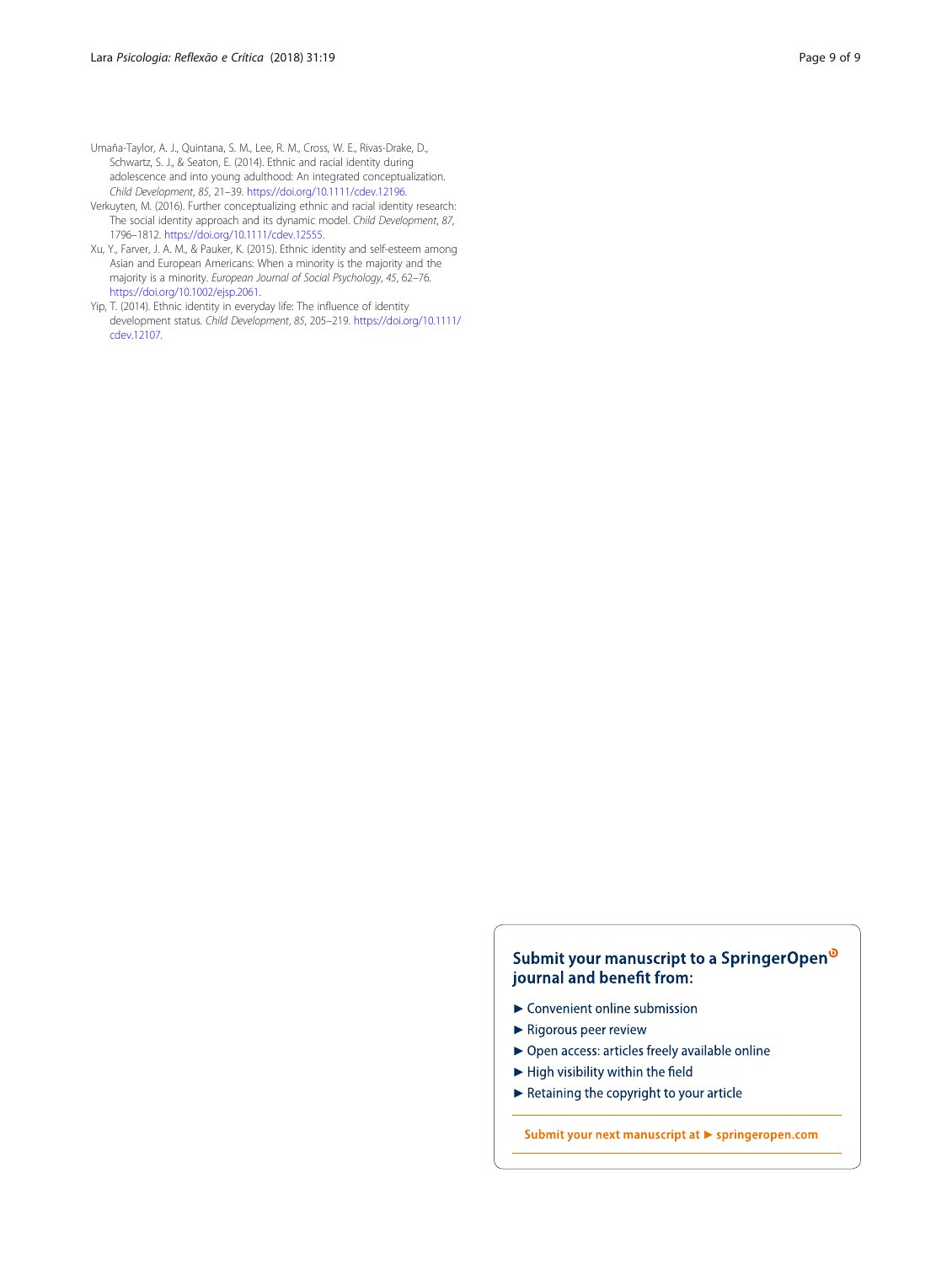Umaña-Taylor, A. J., Quintana, S. M., Lee, R. M., Cross, W. E., Rivas-Drake, D., Schwartz, S. J., & Seaton, E. (2014). Ethnic and racial identity during adolescence and into young adulthood: An integrated conceptualization. *Child Development*, *85*, 21–39. https://doi.org/10.1111/cdev.12196.

Verkuyten, M. (2016). Further conceptualizing ethnic and racial identity research: The social identity approach and its dynamic model. *Child Development*, *87*, 1796–1812. https://doi.org/10.1111/cdev.12555.

Xu, Y., Farver, J. A. M., & Pauker, K. (2015). Ethnic identity and self-esteem among Asian and European Americans: When a minority is the majority and the majority is a minority. *European Journal of Social Psychology*, *45*, 62–76. https://doi.org/10.1002/ejsp.2061.

Yip, T. (2014). Ethnic identity in everyday life: The influence of identity development status. *Child Development*, *85*, 205–219. https://doi.org/10.1111/cdev.12107.

**Submit your manuscript to a SpringerOpen journal and benefit from:**

- Convenient online submission
- Rigorous peer review
- Open access: articles freely available online
- High visibility within the field
- Retaining the copyright to your article

**Submit your next manuscript at ▶ springeropen.com**